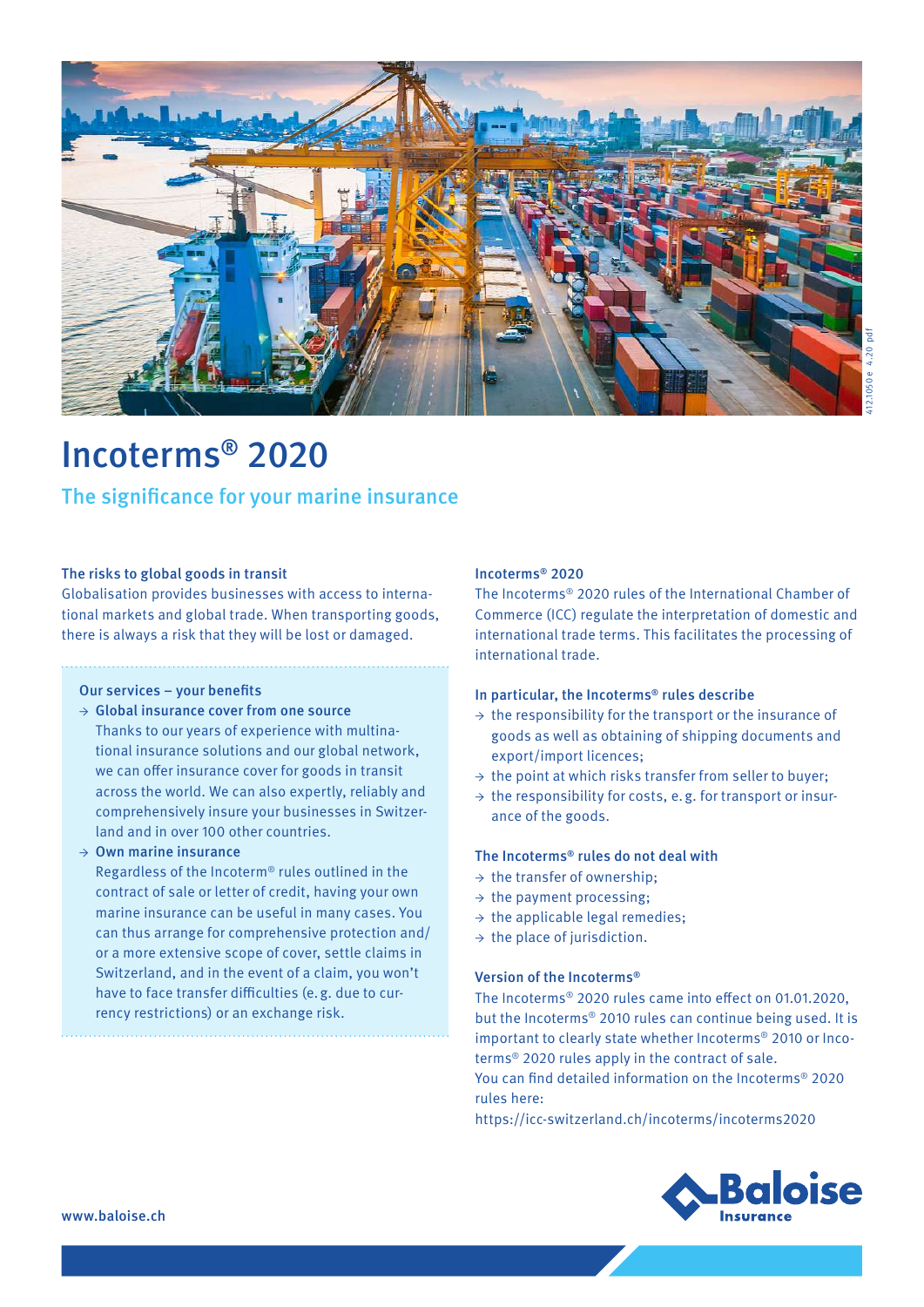# Incoterms® 2020

## The significance for your marine insurance

### The risks to global goods in transit

Globalisation provides businesses with access to international markets and global trade. When transporting goods, there is always a risk that they will be lost or damaged.

**Our services – your benefits**

- **Global insurance cover from one source**
  Thanks to our years of experience with multinational insurance solutions and our global network, we can offer insurance cover for goods in transit across the world. We can also expertly, reliably and comprehensively insure your businesses in Switzerland and in over 100 other countries.
- **Own marine insurance**
  Regardless of the Incoterm® rules outlined in the contract of sale or letter of credit, having your own marine insurance can be useful in many cases. You can thus arrange for comprehensive protection and/or a more extensive scope of cover, settle claims in Switzerland, and in the event of a claim, you won't have to face transfer difficulties (e. g. due to currency restrictions) or an exchange risk.

### Incoterms® 2020

The Incoterms® 2020 rules of the International Chamber of Commerce (ICC) regulate the interpretation of domestic and international trade terms. This facilitates the processing of international trade.

### In particular, the Incoterms® rules describe

- the responsibility for the transport or the insurance of goods as well as obtaining of shipping documents and export/import licences;
- the point at which risks transfer from seller to buyer;
- the responsibility for costs, e. g. for transport or insurance of the goods.

### The Incoterms® rules do not deal with

- the transfer of ownership;
- the payment processing;
- the applicable legal remedies;
- the place of jurisdiction.

### Version of the Incoterms®

The Incoterms® 2020 rules came into effect on 01.01.2020, but the Incoterms® 2010 rules can continue being used. It is important to clearly state whether Incoterms® 2010 or Incoterms® 2020 rules apply in the contract of sale.
You can find detailed information on the Incoterms® 2020 rules here:
https://icc-switzerland.ch/incoterms/incoterms2020

www.baloise.ch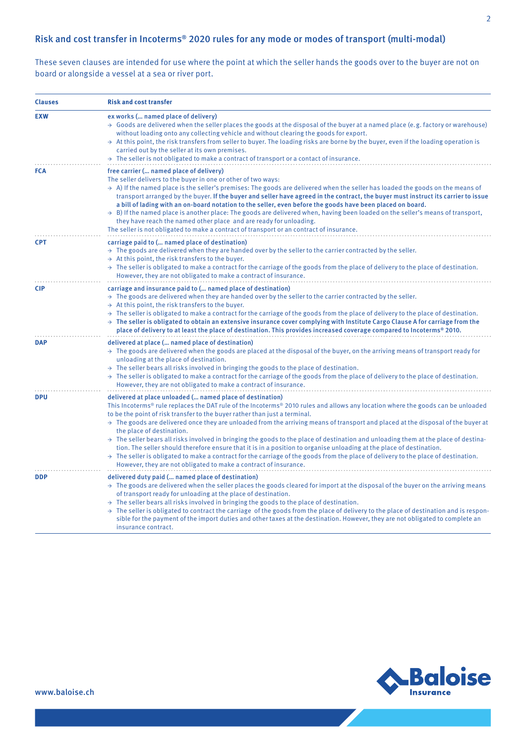## Risk and cost transfer in Incoterms® 2020 rules for any mode or modes of transport (multi-modal)

These seven clauses are intended for use where the point at which the seller hands the goods over to the buyer are not on board or alongside a vessel at a sea or river port.

| Clauses | Risk and cost transfer |
|---|---|
| **EXW** | **ex works (… named place of delivery)**<br>→ Goods are delivered when the seller places the goods at the disposal of the buyer at a named place (e.g. factory or warehouse) without loading onto any collecting vehicle and without clearing the goods for export.<br>→ At this point, the risk transfers from seller to buyer. The loading risks are borne by the buyer, even if the loading operation is carried out by the seller at its own premises.<br>→ The seller is not obligated to make a contract of transport or a contact of insurance. |
| **FCA** | **free carrier (… named place of delivery)**<br>The seller delivers to the buyer in one or other of two ways:<br>→ A) If the named place is the seller's premises: The goods are delivered when the seller has loaded the goods on the means of transport arranged by the buyer. **If the buyer and seller have agreed in the contract, the buyer must instruct its carrier to issue a bill of lading with an on-board notation to the seller, even before the goods have been placed on board.**<br>→ B) If the named place is another place: The goods are delivered when, having been loaded on the seller's means of transport, they have reach the named other place and are ready for unloading.<br>The seller is not obligated to make a contract of transport or an contract of insurance. |
| **CPT** | **carriage paid to (… named place of destination)**<br>→ The goods are delivered when they are handed over by the seller to the carrier contracted by the seller.<br>→ At this point, the risk transfers to the buyer.<br>→ The seller is obligated to make a contract for the carriage of the goods from the place of delivery to the place of destination. However, they are not obligated to make a contract of insurance. |
| **CIP** | **carriage and insurance paid to (… named place of destination)**<br>→ The goods are delivered when they are handed over by the seller to the carrier contracted by the seller.<br>→ At this point, the risk transfers to the buyer.<br>→ The seller is obligated to make a contract for the carriage of the goods from the place of delivery to the place of destination.<br>→ **The seller is obligated to obtain an extensive insurance cover complying with Institute Cargo Clause A for carriage from the place of delivery to at least the place of destination. This provides increased coverage compared to Incoterms® 2010.** |
| **DAP** | **delivered at place (… named place of destination)**<br>→ The goods are delivered when the goods are placed at the disposal of the buyer, on the arriving means of transport ready for unloading at the place of destination.<br>→ The seller bears all risks involved in bringing the goods to the place of destination.<br>→ The seller is obligated to make a contract for the carriage of the goods from the place of delivery to the place of destination. However, they are not obligated to make a contract of insurance. |
| **DPU** | **delivered at place unloaded (… named place of destination)**<br>This Incoterms® rule replaces the DAT rule of the Incoterms® 2010 rules and allows any location where the goods can be unloaded to be the point of risk transfer to the buyer rather than just a terminal.<br>→ The goods are delivered once they are unloaded from the arriving means of transport and placed at the disposal of the buyer at the place of destination.<br>→ The seller bears all risks involved in bringing the goods to the place of destination and unloading them at the place of destination. The seller should therefore ensure that it is in a position to organise unloading at the place of destination.<br>→ The seller is obligated to make a contract for the carriage of the goods from the place of delivery to the place of destination. However, they are not obligated to make a contract of insurance. |
| **DDP** | **delivered duty paid (… named place of destination)**<br>→ The goods are delivered when the seller places the goods cleared for import at the disposal of the buyer on the arriving means of transport ready for unloading at the place of destination.<br>→ The seller bears all risks involved in bringing the goods to the place of destination.<br>→ The seller is obligated to contract the carriage of the goods from the place of delivery to the place of destination and is responsible for the payment of the import duties and other taxes at the destination. However, they are not obligated to complete an insurance contract. |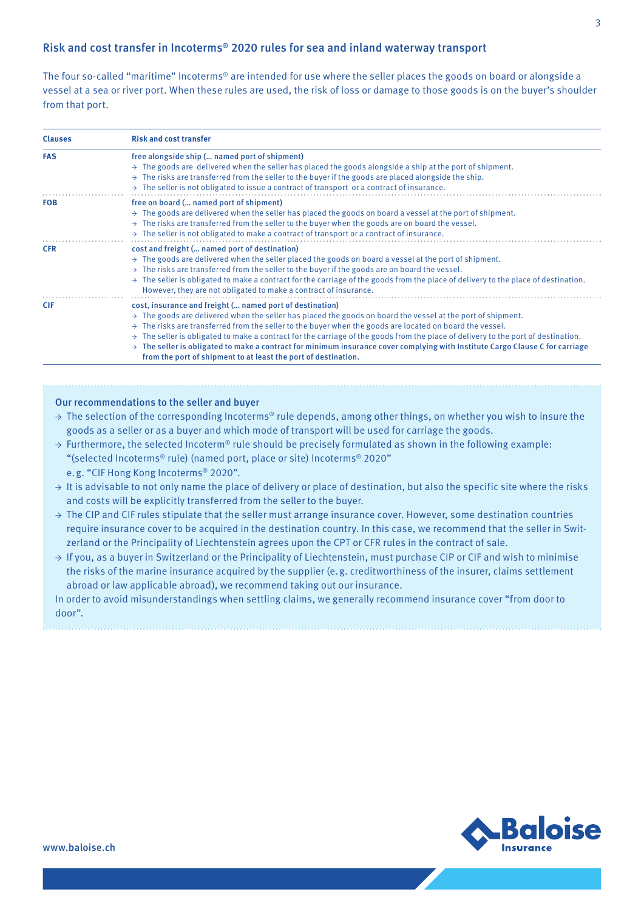## Risk and cost transfer in Incoterms® 2020 rules for sea and inland waterway transport

The four so-called "maritime" Incoterms® are intended for use where the seller places the goods on board or alongside a vessel at a sea or river port. When these rules are used, the risk of loss or damage to those goods is on the buyer's shoulder from that port.

| Clauses | Risk and cost transfer |
|---|---|
| **FAS** | **free alongside ship (… named port of shipment)**<br>→ The goods are delivered when the seller has placed the goods alongside a ship at the port of shipment.<br>→ The risks are transferred from the seller to the buyer if the goods are placed alongside the ship.<br>→ The seller is not obligated to issue a contract of transport or a contract of insurance. |
| **FOB** | **free on board (… named port of shipment)**<br>→ The goods are delivered when the seller has placed the goods on board a vessel at the port of shipment.<br>→ The risks are transferred from the seller to the buyer when the goods are on board the vessel.<br>→ The seller is not obligated to make a contract of transport or a contract of insurance. |
| **CFR** | **cost and freight (… named port of destination)**<br>→ The goods are delivered when the seller placed the goods on board a vessel at the port of shipment.<br>→ The risks are transferred from the seller to the buyer if the goods are on board the vessel.<br>→ The seller is obligated to make a contract for the carriage of the goods from the place of delivery to the place of destination. However, they are not obligated to make a contract of insurance. |
| **CIF** | **cost, insurance and freight (… named port of destination)**<br>→ The goods are delivered when the seller has placed the goods on board the vessel at the port of shipment.<br>→ The risks are transferred from the seller to the buyer when the goods are located on board the vessel.<br>→ The seller is obligated to make a contract for the carriage of the goods from the place of delivery to the port of destination.<br>→ **The seller is obligated to make a contract for minimum insurance cover complying with Institute Cargo Clause C for carriage from the port of shipment to at least the port of destination.** |

### Our recommendations to the seller and buyer

- → The selection of the corresponding Incoterms® rule depends, among other things, on whether you wish to insure the goods as a seller or as a buyer and which mode of transport will be used for carriage the goods.
- → Furthermore, the selected Incoterm® rule should be precisely formulated as shown in the following example: "(selected Incoterms® rule) (named port, place or site) Incoterms® 2020"
  e. g. "CIF Hong Kong Incoterms® 2020".
- → It is advisable to not only name the place of delivery or place of destination, but also the specific site where the risks and costs will be explicitly transferred from the seller to the buyer.
- → The CIP and CIF rules stipulate that the seller must arrange insurance cover. However, some destination countries require insurance cover to be acquired in the destination country. In this case, we recommend that the seller in Switzerland or the Principality of Liechtenstein agrees upon the CPT or CFR rules in the contract of sale.
- → If you, as a buyer in Switzerland or the Principality of Liechtenstein, must purchase CIP or CIF and wish to minimise the risks of the marine insurance acquired by the supplier (e. g. creditworthiness of the insurer, claims settlement abroad or law applicable abroad), we recommend taking out our insurance.

In order to avoid misunderstandings when settling claims, we generally recommend insurance cover "from door to door".

www.baloise.ch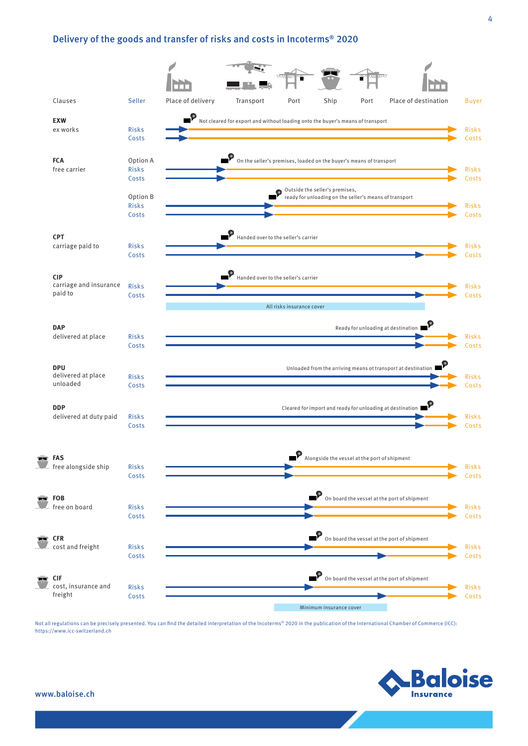## Delivery of the goods and transfer of risks and costs in Incoterms® 2020

Clauses | Seller | Place of delivery | Transport | Port | Ship | Port | Place of destination | Buyer

**EXW**
ex works
Risks
Costs
Not cleared for export and without loading onto the buyer's means of transport
Risks
Costs

**FCA**
free carrier
Option A
Risks
Costs
On the seller's premises, loaded on the buyer's means of transport
Risks
Costs

Option B
Risks
Costs
Outside the seller's premises, ready for unloading on the seller's means of transport
Risks
Costs

**CPT**
carriage paid to
Risks
Costs
Handed over to the seller's carrier
Risks
Costs

**CIP**
carriage and insurance paid to
Risks
Costs
Handed over to the seller's carrier
All risks insurance cover
Risks
Costs

**DAP**
delivered at place
Risks
Costs
Ready for unloading at destination
Risks
Costs

**DPU**
delivered at place unloaded
Risks
Costs
Unloaded from the arriving means ot transport at destination
Risks
Costs

**DDP**
delivered at duty paid
Risks
Costs
Cleared for import and ready for unloading at destination
Risks
Costs

**FAS**
free alongside ship
Risks
Costs
Alongside the vessel at the port of shipment
Risks
Costs

**FOB**
free on board
Risks
Costs
On board the vessel at the port of shipment
Risks
Costs

**CFR**
cost and freight
Risks
Costs
On board the vessel at the port of shipment
Risks
Costs

**CIF**
cost, insurance and freight
Risks
Costs
On board the vessel at the port of shipment
Minimum insurance cover
Risks
Costs

Not all regulations can be precisely presented. You can find the detailed interpretation of the Incoterms® 2020 in the publication of the International Chamber of Commerce (ICC): https://www.icc-switzerland.ch

www.baloise.ch

Baloise Insurance